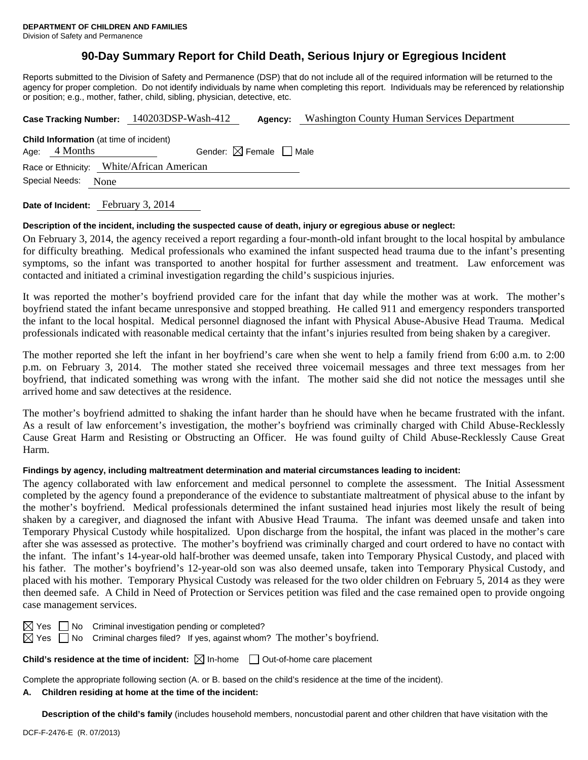**DEPARTMENT OF CHILDREN AND FAMILIES**
Division of Safety and Permanence

# 90-Day Summary Report for Child Death, Serious Injury or Egregious Incident

Reports submitted to the Division of Safety and Permanence (DSP) that do not include all of the required information will be returned to the agency for proper completion. Do not identify individuals by name when completing this report. Individuals may be referenced by relationship or position; e.g., mother, father, child, sibling, physician, detective, etc.

**Case Tracking Number:** 140203DSP-Wash-412 **Agency:** Washington County Human Services Department

**Child Information** (at time of incident)
Age: 4 Months Gender: ☒ Female ☐ Male
Race or Ethnicity: White/African American
Special Needs: None

**Date of Incident:** February 3, 2014

**Description of the incident, including the suspected cause of death, injury or egregious abuse or neglect:**

On February 3, 2014, the agency received a report regarding a four-month-old infant brought to the local hospital by ambulance for difficulty breathing. Medical professionals who examined the infant suspected head trauma due to the infant's presenting symptoms, so the infant was transported to another hospital for further assessment and treatment. Law enforcement was contacted and initiated a criminal investigation regarding the child's suspicious injuries.

It was reported the mother's boyfriend provided care for the infant that day while the mother was at work. The mother's boyfriend stated the infant became unresponsive and stopped breathing. He called 911 and emergency responders transported the infant to the local hospital. Medical personnel diagnosed the infant with Physical Abuse-Abusive Head Trauma. Medical professionals indicated with reasonable medical certainty that the infant's injuries resulted from being shaken by a caregiver.

The mother reported she left the infant in her boyfriend's care when she went to help a family friend from 6:00 a.m. to 2:00 p.m. on February 3, 2014. The mother stated she received three voicemail messages and three text messages from her boyfriend, that indicated something was wrong with the infant. The mother said she did not notice the messages until she arrived home and saw detectives at the residence.

The mother's boyfriend admitted to shaking the infant harder than he should have when he became frustrated with the infant. As a result of law enforcement's investigation, the mother's boyfriend was criminally charged with Child Abuse-Recklessly Cause Great Harm and Resisting or Obstructing an Officer. He was found guilty of Child Abuse-Recklessly Cause Great Harm.

**Findings by agency, including maltreatment determination and material circumstances leading to incident:**

The agency collaborated with law enforcement and medical personnel to complete the assessment. The Initial Assessment completed by the agency found a preponderance of the evidence to substantiate maltreatment of physical abuse to the infant by the mother's boyfriend. Medical professionals determined the infant sustained head injuries most likely the result of being shaken by a caregiver, and diagnosed the infant with Abusive Head Trauma. The infant was deemed unsafe and taken into Temporary Physical Custody while hospitalized. Upon discharge from the hospital, the infant was placed in the mother's care after she was assessed as protective. The mother's boyfriend was criminally charged and court ordered to have no contact with the infant. The infant's 14-year-old half-brother was deemed unsafe, taken into Temporary Physical Custody, and placed with his father. The mother's boyfriend's 12-year-old son was also deemed unsafe, taken into Temporary Physical Custody, and placed with his mother. Temporary Physical Custody was released for the two older children on February 5, 2014 as they were then deemed safe. A Child in Need of Protection or Services petition was filed and the case remained open to provide ongoing case management services.

☒ Yes ☐ No Criminal investigation pending or completed?
☒ Yes ☐ No Criminal charges filed? If yes, against whom? The mother's boyfriend.

**Child's residence at the time of incident:** ☒ In-home ☐ Out-of-home care placement

Complete the appropriate following section (A. or B. based on the child's residence at the time of the incident).

**A. Children residing at home at the time of the incident:**

**Description of the child's family** (includes household members, noncustodial parent and other children that have visitation with the

DCF-F-2476-E (R. 07/2013)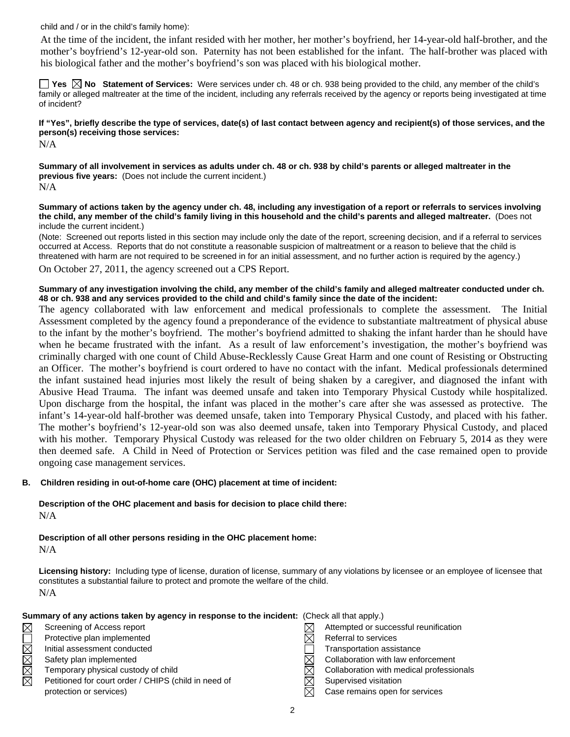child and / or in the child's family home):

At the time of the incident, the infant resided with her mother, her mother's boyfriend, her 14-year-old half-brother, and the mother's boyfriend's 12-year-old son. Paternity has not been established for the infant. The half-brother was placed with his biological father and the mother's boyfriend's son was placed with his biological mother.

☐ Yes ☒ No **Statement of Services:** Were services under ch. 48 or ch. 938 being provided to the child, any member of the child's family or alleged maltreater at the time of the incident, including any referrals received by the agency or reports being investigated at time of incident?

**If "Yes", briefly describe the type of services, date(s) of last contact between agency and recipient(s) of those services, and the person(s) receiving those services:**

N/A

**Summary of all involvement in services as adults under ch. 48 or ch. 938 by child's parents or alleged maltreater in the previous five years:** (Does not include the current incident.)

N/A

**Summary of actions taken by the agency under ch. 48, including any investigation of a report or referrals to services involving the child, any member of the child's family living in this household and the child's parents and alleged maltreater.** (Does not include the current incident.)

(Note: Screened out reports listed in this section may include only the date of the report, screening decision, and if a referral to services occurred at Access. Reports that do not constitute a reasonable suspicion of maltreatment or a reason to believe that the child is threatened with harm are not required to be screened in for an initial assessment, and no further action is required by the agency.)

On October 27, 2011, the agency screened out a CPS Report.

**Summary of any investigation involving the child, any member of the child's family and alleged maltreater conducted under ch. 48 or ch. 938 and any services provided to the child and child's family since the date of the incident:**

The agency collaborated with law enforcement and medical professionals to complete the assessment. The Initial Assessment completed by the agency found a preponderance of the evidence to substantiate maltreatment of physical abuse to the infant by the mother's boyfriend. The mother's boyfriend admitted to shaking the infant harder than he should have when he became frustrated with the infant. As a result of law enforcement's investigation, the mother's boyfriend was criminally charged with one count of Child Abuse-Recklessly Cause Great Harm and one count of Resisting or Obstructing an Officer. The mother's boyfriend is court ordered to have no contact with the infant. Medical professionals determined the infant sustained head injuries most likely the result of being shaken by a caregiver, and diagnosed the infant with Abusive Head Trauma. The infant was deemed unsafe and taken into Temporary Physical Custody while hospitalized. Upon discharge from the hospital, the infant was placed in the mother's care after she was assessed as protective. The infant's 14-year-old half-brother was deemed unsafe, taken into Temporary Physical Custody, and placed with his father. The mother's boyfriend's 12-year-old son was also deemed unsafe, taken into Temporary Physical Custody, and placed with his mother. Temporary Physical Custody was released for the two older children on February 5, 2014 as they were then deemed safe. A Child in Need of Protection or Services petition was filed and the case remained open to provide ongoing case management services.

**B. Children residing in out-of-home care (OHC) placement at time of incident:**

**Description of the OHC placement and basis for decision to place child there:**

N/A

**Description of all other persons residing in the OHC placement home:**

N/A

**Licensing history:** Including type of license, duration of license, summary of any violations by licensee or an employee of licensee that constitutes a substantial failure to protect and promote the welfare of the child.

N/A

**Summary of any actions taken by agency in response to the incident:** (Check all that apply.)

- ☒ Screening of Access report
- ☐ Protective plan implemented
- ☒ Initial assessment conducted
- ☒ Safety plan implemented
- ☒ Temporary physical custody of child
- ☒ Petitioned for court order / CHIPS (child in need of protection or services)
- ☒ Attempted or successful reunification
- ☒ Referral to services
- ☐ Transportation assistance
- ☒ Collaboration with law enforcement
- ☒ Collaboration with medical professionals
- ☒ Supervised visitation
- ☒ Case remains open for services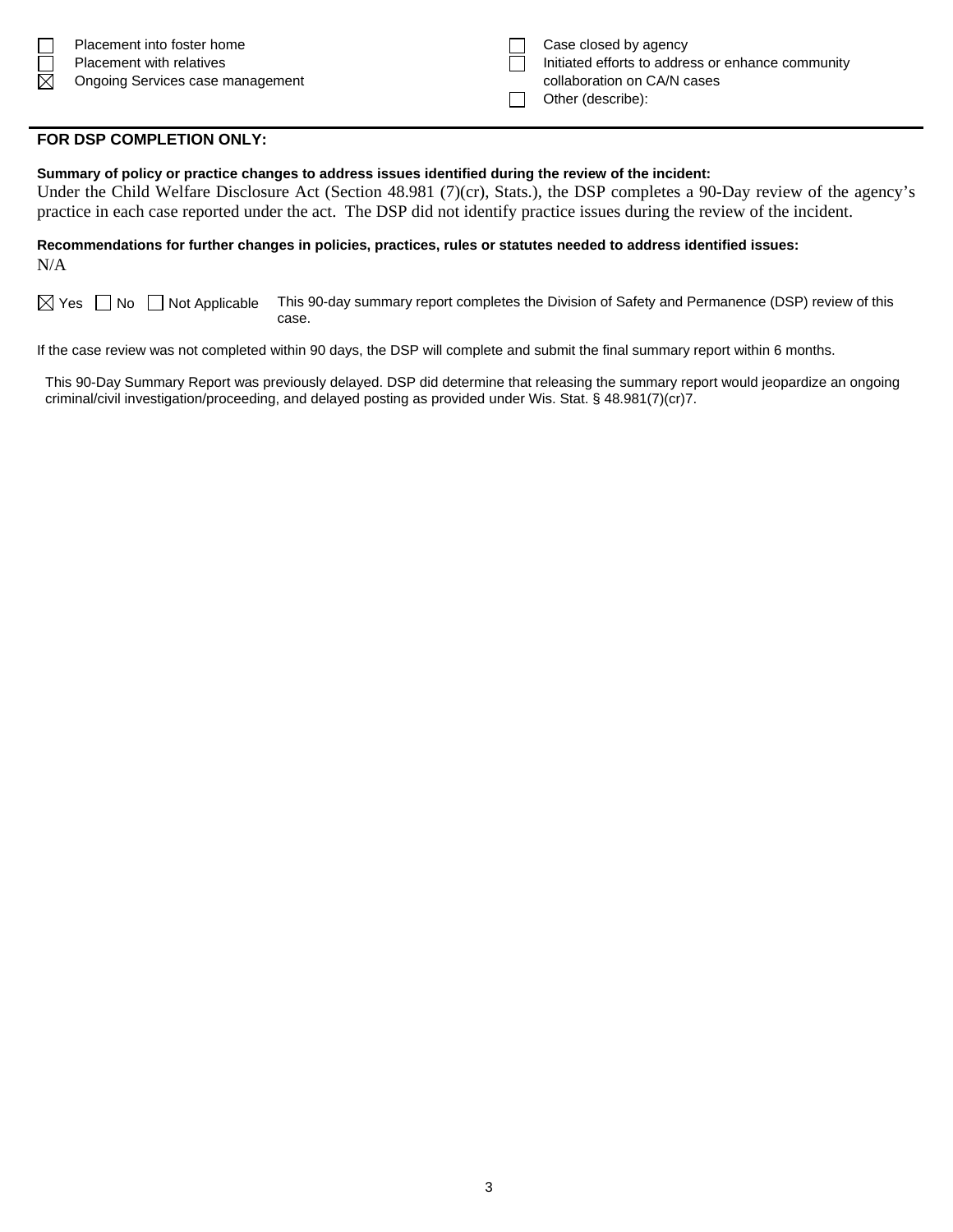- [ ] Placement into foster home
- [ ] Placement with relatives
- [x] Ongoing Services case management
- [ ] Case closed by agency
- [ ] Initiated efforts to address or enhance community collaboration on CA/N cases
- [ ] Other (describe):

---

**FOR DSP COMPLETION ONLY:**

**Summary of policy or practice changes to address issues identified during the review of the incident:**

Under the Child Welfare Disclosure Act (Section 48.981 (7)(cr), Stats.), the DSP completes a 90-Day review of the agency's practice in each case reported under the act. The DSP did not identify practice issues during the review of the incident.

**Recommendations for further changes in policies, practices, rules or statutes needed to address identified issues:**

N/A

☒ Yes ☐ No ☐ Not Applicable — This 90-day summary report completes the Division of Safety and Permanence (DSP) review of this case.

If the case review was not completed within 90 days, the DSP will complete and submit the final summary report within 6 months.

This 90-Day Summary Report was previously delayed. DSP did determine that releasing the summary report would jeopardize an ongoing criminal/civil investigation/proceeding, and delayed posting as provided under Wis. Stat. § 48.981(7)(cr)7.